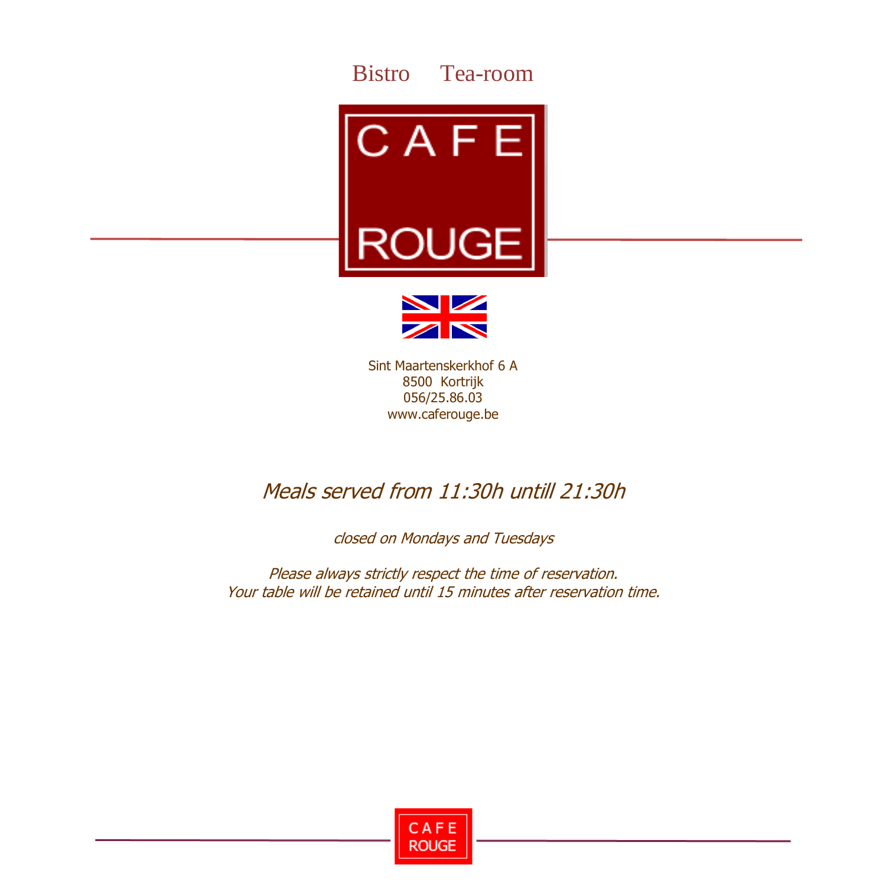Bistro Tea-room

# CAFE ROUGE

Sint Maartenskerkhof 6 A
8500 Kortrijk
056/25.86.03
www.caferouge.be

## *Meals served from 11:30h untill 21:30h*

*closed on Mondays and Tuesdays*

*Please always strictly respect the time of reservation.*
*Your table will be retained until 15 minutes after reservation time.*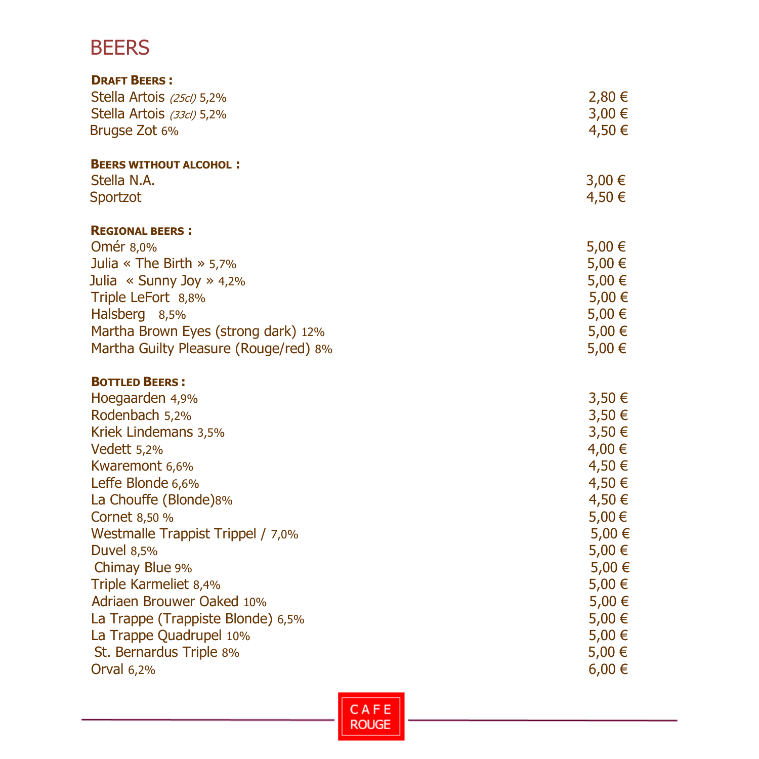# BEERS

**DRAFT BEERS :**

| | |
|---|---|
| Stella Artois *(25cl)* 5,2% | 2,80 € |
| Stella Artois *(33cl)* 5,2% | 3,00 € |
| Brugse Zot 6% | 4,50 € |

**BEERS WITHOUT ALCOHOL :**

| | |
|---|---|
| Stella N.A. | 3,00 € |
| Sportzot | 4,50 € |

**REGIONAL BEERS :**

| | |
|---|---|
| Omér 8,0% | 5,00 € |
| Julia « The Birth » 5,7% | 5,00 € |
| Julia « Sunny Joy » 4,2% | 5,00 € |
| Triple LeFort 8,8% | 5,00 € |
| Halsberg 8,5% | 5,00 € |
| Martha Brown Eyes (strong dark) 12% | 5,00 € |
| Martha Guilty Pleasure (Rouge/red) 8% | 5,00 € |

**BOTTLED BEERS :**

| | |
|---|---|
| Hoegaarden 4,9% | 3,50 € |
| Rodenbach 5,2% | 3,50 € |
| Kriek Lindemans 3,5% | 3,50 € |
| Vedett 5,2% | 4,00 € |
| Kwaremont 6,6% | 4,50 € |
| Leffe Blonde 6,6% | 4,50 € |
| La Chouffe (Blonde)8% | 4,50 € |
| Cornet 8,50 % | 5,00 € |
| Westmalle Trappist Trippel / 7,0% | 5,00 € |
| Duvel 8,5% | 5,00 € |
| Chimay Blue 9% | 5,00 € |
| Triple Karmeliet 8,4% | 5,00 € |
| Adriaen Brouwer Oaked 10% | 5,00 € |
| La Trappe (Trappiste Blonde) 6,5% | 5,00 € |
| La Trappe Quadrupel 10% | 5,00 € |
| St. Bernardus Triple 8% | 5,00 € |
| Orval 6,2% | 6,00 € |

CAFE ROUGE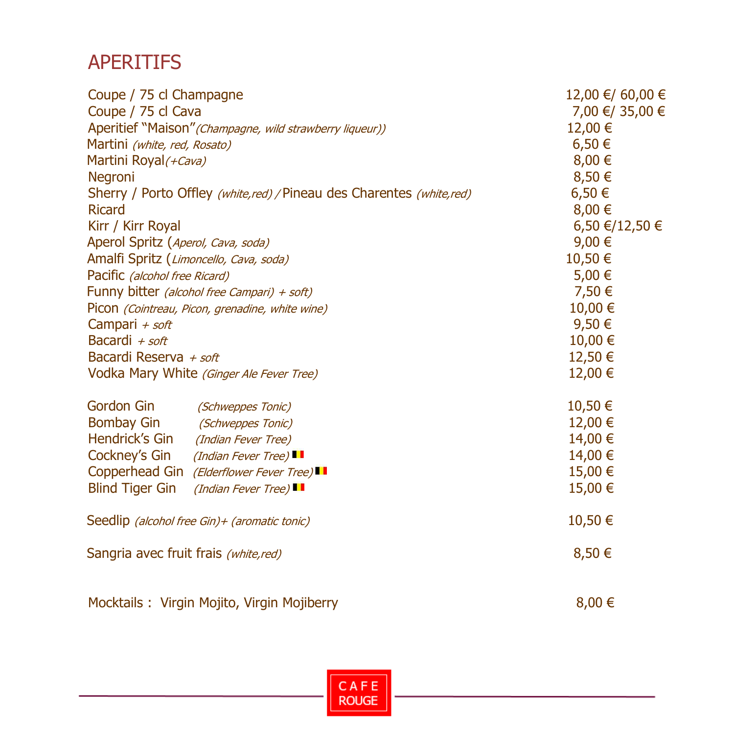# APERITIFS

| | |
|---|---|
| Coupe / 75 cl Champagne | 12,00 €/ 60,00 € |
| Coupe / 75 cl Cava | 7,00 €/ 35,00 € |
| Aperitief "Maison" *(Champagne, wild strawberry liqueur))* | 12,00 € |
| Martini *(white, red, Rosato)* | 6,50 € |
| Martini Royal *(+Cava)* | 8,00 € |
| Negroni | 8,50 € |
| Sherry / Porto Offley *(white,red) /* Pineau des Charentes *(white,red)* | 6,50 € |
| Ricard | 8,00 € |
| Kirr / Kirr Royal | 6,50 €/12,50 € |
| Aperol Spritz (*Aperol, Cava, soda)* | 9,00 € |
| Amalfi Spritz (*Limoncello, Cava, soda)* | 10,50 € |
| Pacific *(alcohol free Ricard)* | 5,00 € |
| Funny bitter *(alcohol free Campari) + soft)* | 7,50 € |
| Picon *(Cointreau, Picon, grenadine, white wine)* | 10,00 € |
| Campari *+ soft* | 9,50 € |
| Bacardi *+ soft* | 10,00 € |
| Bacardi Reserva *+ soft* | 12,50 € |
| Vodka Mary White *(Ginger Ale Fever Tree)* | 12,00 € |

| | | |
|---|---|---|
| Gordon Gin | *(Schweppes Tonic)* | 10,50 € |
| Bombay Gin | *(Schweppes Tonic)* | 12,00 € |
| Hendrick's Gin | *(Indian Fever Tree)* | 14,00 € |
| Cockney's Gin | *(Indian Fever Tree)* | 14,00 € |
| Copperhead Gin | *(Elderflower Fever Tree)* | 15,00 € |
| Blind Tiger Gin | *(Indian Fever Tree)* | 15,00 € |

Seedlip *(alcohol free Gin)+ (aromatic tonic)* 10,50 €

Sangria avec fruit frais *(white,red)* 8,50 €

Mocktails : Virgin Mojito, Virgin Mojiberry 8,00 €

CAFE ROUGE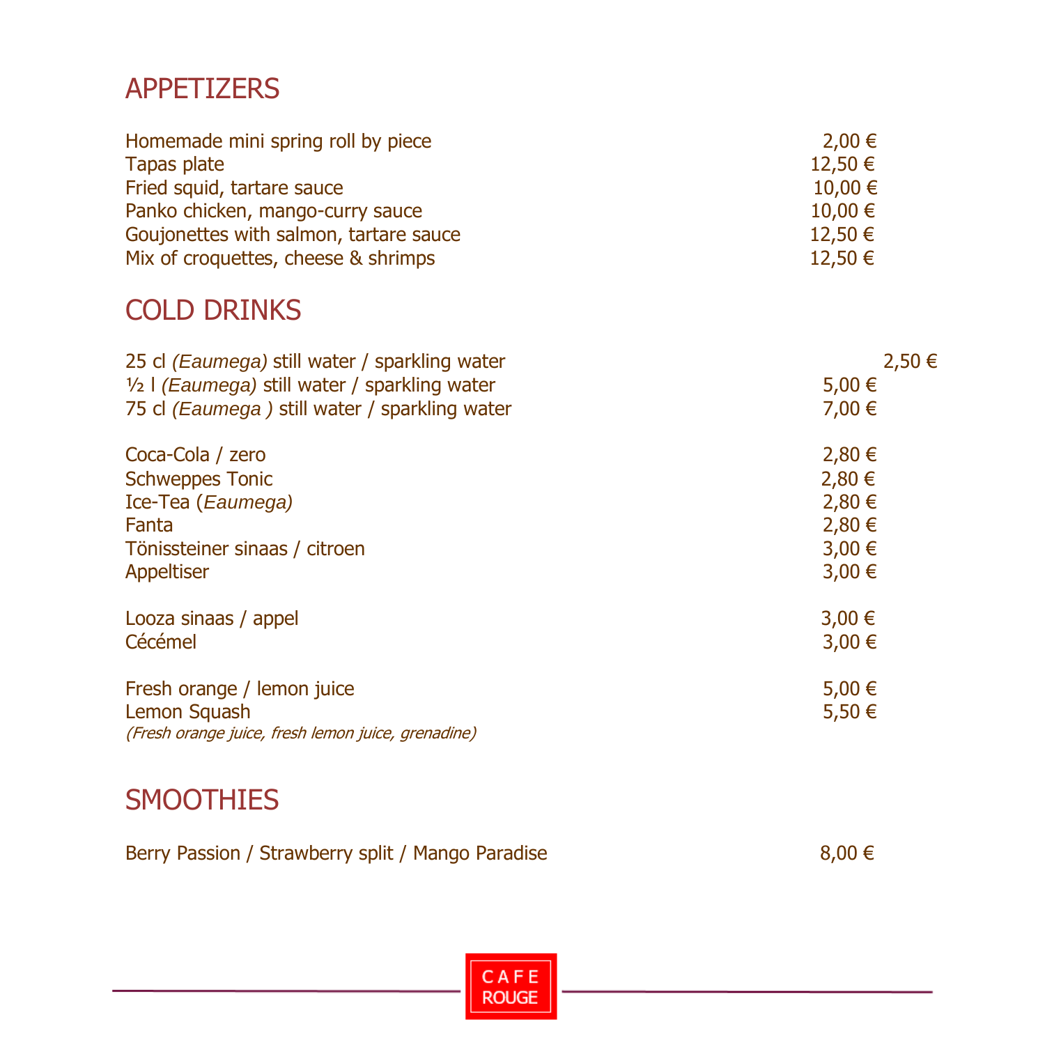## APPETIZERS

| | |
|---|---|
| Homemade mini spring roll by piece | 2,00 € |
| Tapas plate | 12,50 € |
| Fried squid, tartare sauce | 10,00 € |
| Panko chicken, mango-curry sauce | 10,00 € |
| Goujonettes with salmon, tartare sauce | 12,50 € |
| Mix of croquettes, cheese & shrimps | 12,50 € |

## COLD DRINKS

| | |
|---|---|
| 25 cl *(Eaumega)* still water / sparkling water | 2,50 € |
| ½ l *(Eaumega)* still water / sparkling water | 5,00 € |
| 75 cl *(Eaumega )* still water / sparkling water | 7,00 € |
| Coca-Cola / zero | 2,80 € |
| Schweppes Tonic | 2,80 € |
| Ice-Tea (*Eaumega)* | 2,80 € |
| Fanta | 2,80 € |
| Tönissteiner sinaas / citroen | 3,00 € |
| Appeltiser | 3,00 € |
| Looza sinaas / appel | 3,00 € |
| Cécémel | 3,00 € |
| Fresh orange / lemon juice | 5,00 € |
| Lemon Squash<br>*(Fresh orange juice, fresh lemon juice, grenadine)* | 5,50 € |

## SMOOTHIES

| | |
|---|---|
| Berry Passion / Strawberry split / Mango Paradise | 8,00 € |

CAFE ROUGE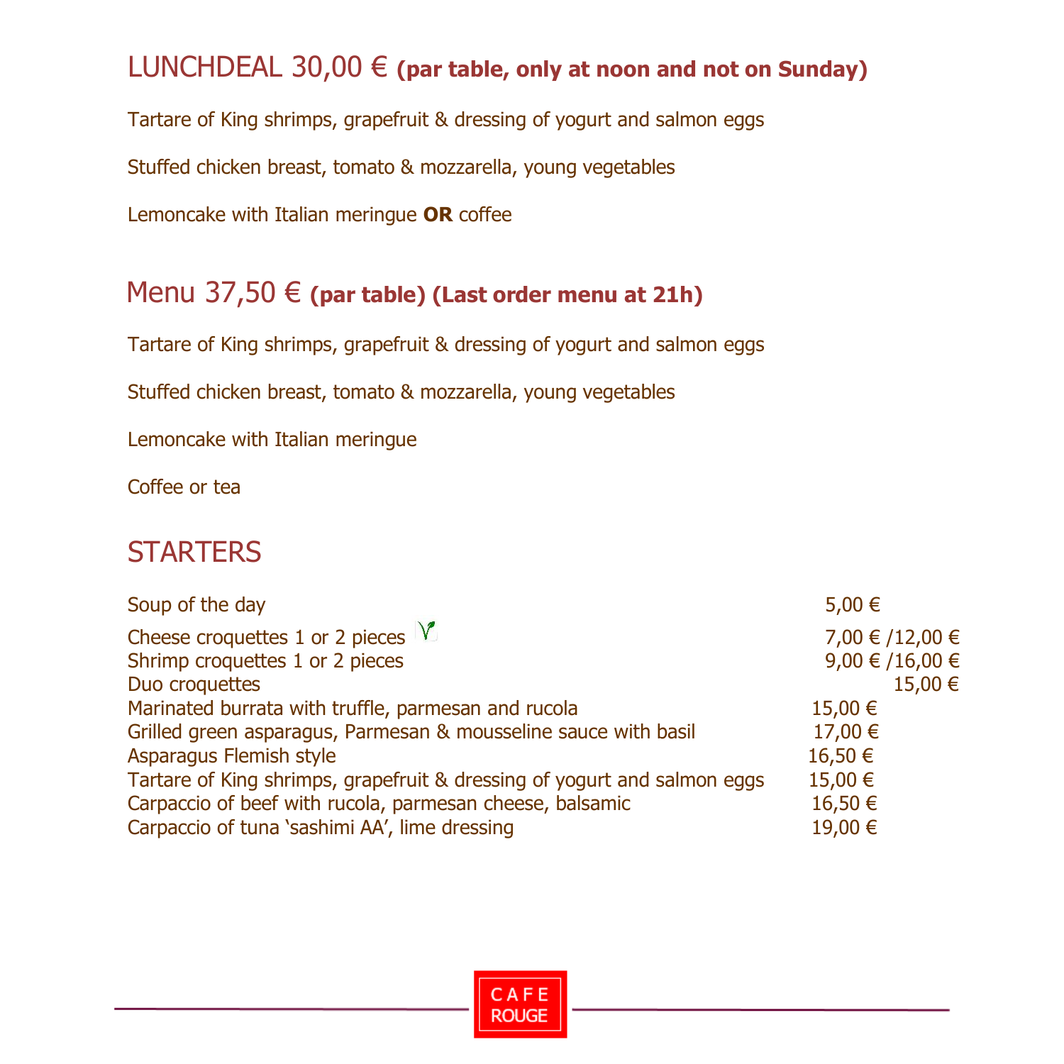## LUNCHDEAL 30,00 € **(par table, only at noon and not on Sunday)**

Tartare of King shrimps, grapefruit & dressing of yogurt and salmon eggs

Stuffed chicken breast, tomato & mozzarella, young vegetables

Lemoncake with Italian meringue **OR** coffee

## Menu 37,50 € **(par table) (Last order menu at 21h)**

Tartare of King shrimps, grapefruit & dressing of yogurt and salmon eggs

Stuffed chicken breast, tomato & mozzarella, young vegetables

Lemoncake with Italian meringue

Coffee or tea

## STARTERS

| | |
|---|---|
| Soup of the day | 5,00 € |
| Cheese croquettes 1 or 2 pieces (V) | 7,00 € /12,00 € |
| Shrimp croquettes 1 or 2 pieces | 9,00 € /16,00 € |
| Duo croquettes | 15,00 € |
| Marinated burrata with truffle, parmesan and rucola | 15,00 € |
| Grilled green asparagus, Parmesan & mousseline sauce with basil | 17,00 € |
| Asparagus Flemish style | 16,50 € |
| Tartare of King shrimps, grapefruit & dressing of yogurt and salmon eggs | 15,00 € |
| Carpaccio of beef with rucola, parmesan cheese, balsamic | 16,50 € |
| Carpaccio of tuna 'sashimi AA', lime dressing | 19,00 € |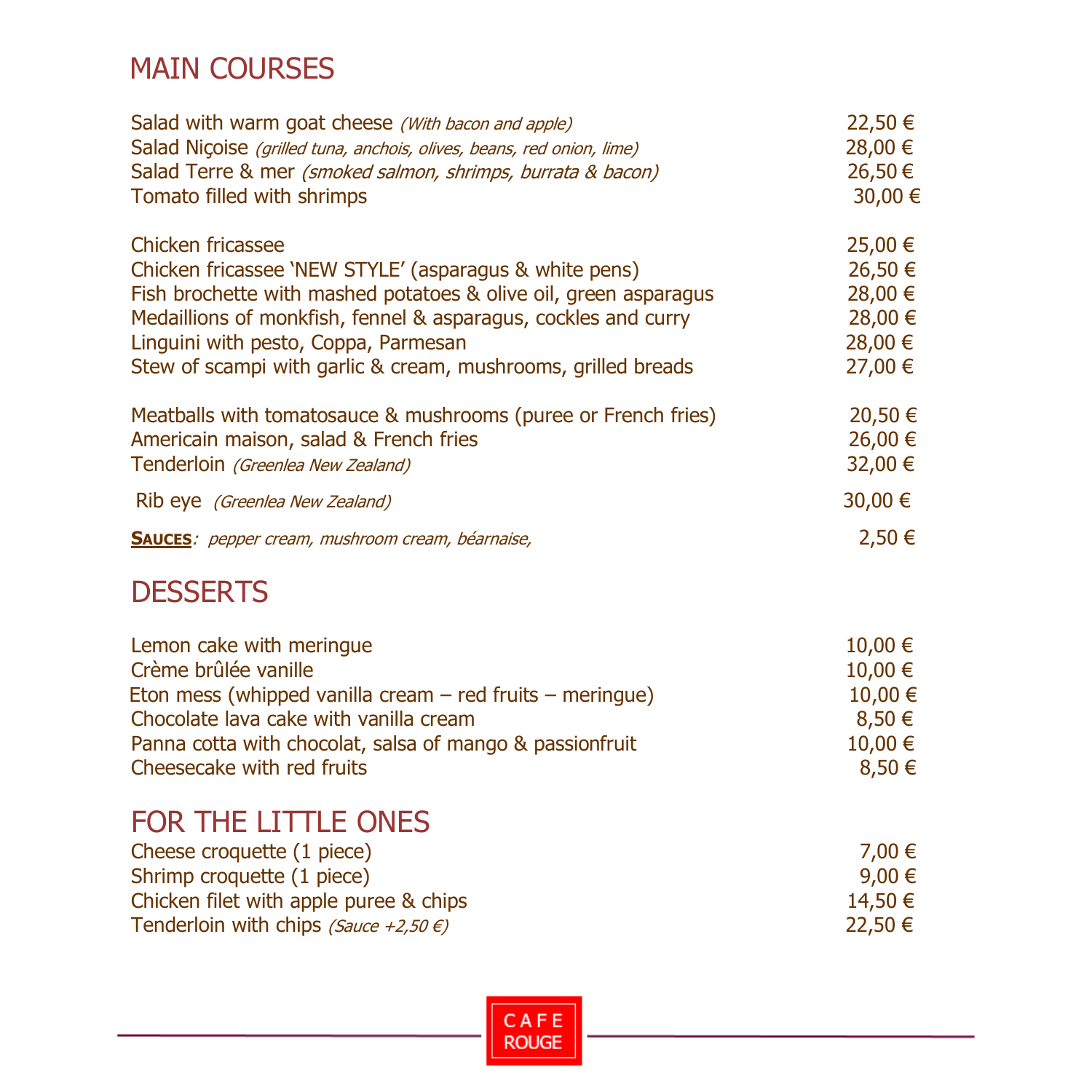## MAIN COURSES

| | |
|---|---|
| Salad with warm goat cheese *(With bacon and apple)* | 22,50 € |
| Salad Niçoise *(grilled tuna, anchois, olives, beans, red onion, lime)* | 28,00 € |
| Salad Terre & mer *(smoked salmon, shrimps, burrata & bacon)* | 26,50 € |
| Tomato filled with shrimps | 30,00 € |
| | |
| Chicken fricassee | 25,00 € |
| Chicken fricassee 'NEW STYLE' (asparagus & white pens) | 26,50 € |
| Fish brochette with mashed potatoes & olive oil, green asparagus | 28,00 € |
| Medaillions of monkfish, fennel & asparagus, cockles and curry | 28,00 € |
| Linguini with pesto, Coppa, Parmesan | 28,00 € |
| Stew of scampi with garlic & cream, mushrooms, grilled breads | 27,00 € |
| | |
| Meatballs with tomatosauce & mushrooms (puree or French fries) | 20,50 € |
| Americain maison, salad & French fries | 26,00 € |
| Tenderloin *(Greenlea New Zealand)* | 32,00 € |
| Rib eye *(Greenlea New Zealand)* | 30,00 € |
| **SAUCES**: *pepper cream, mushroom cream, béarnaise,* | 2,50 € |

## DESSERTS

| | |
|---|---|
| Lemon cake with meringue | 10,00 € |
| Crème brûlée vanille | 10,00 € |
| Eton mess (whipped vanilla cream – red fruits – meringue) | 10,00 € |
| Chocolate lava cake with vanilla cream | 8,50 € |
| Panna cotta with chocolat, salsa of mango & passionfruit | 10,00 € |
| Cheesecake with red fruits | 8,50 € |

## FOR THE LITTLE ONES

| | |
|---|---|
| Cheese croquette (1 piece) | 7,00 € |
| Shrimp croquette (1 piece) | 9,00 € |
| Chicken filet with apple puree & chips | 14,50 € |
| Tenderloin with chips *(Sauce +2,50 €)* | 22,50 € |

CAFE ROUGE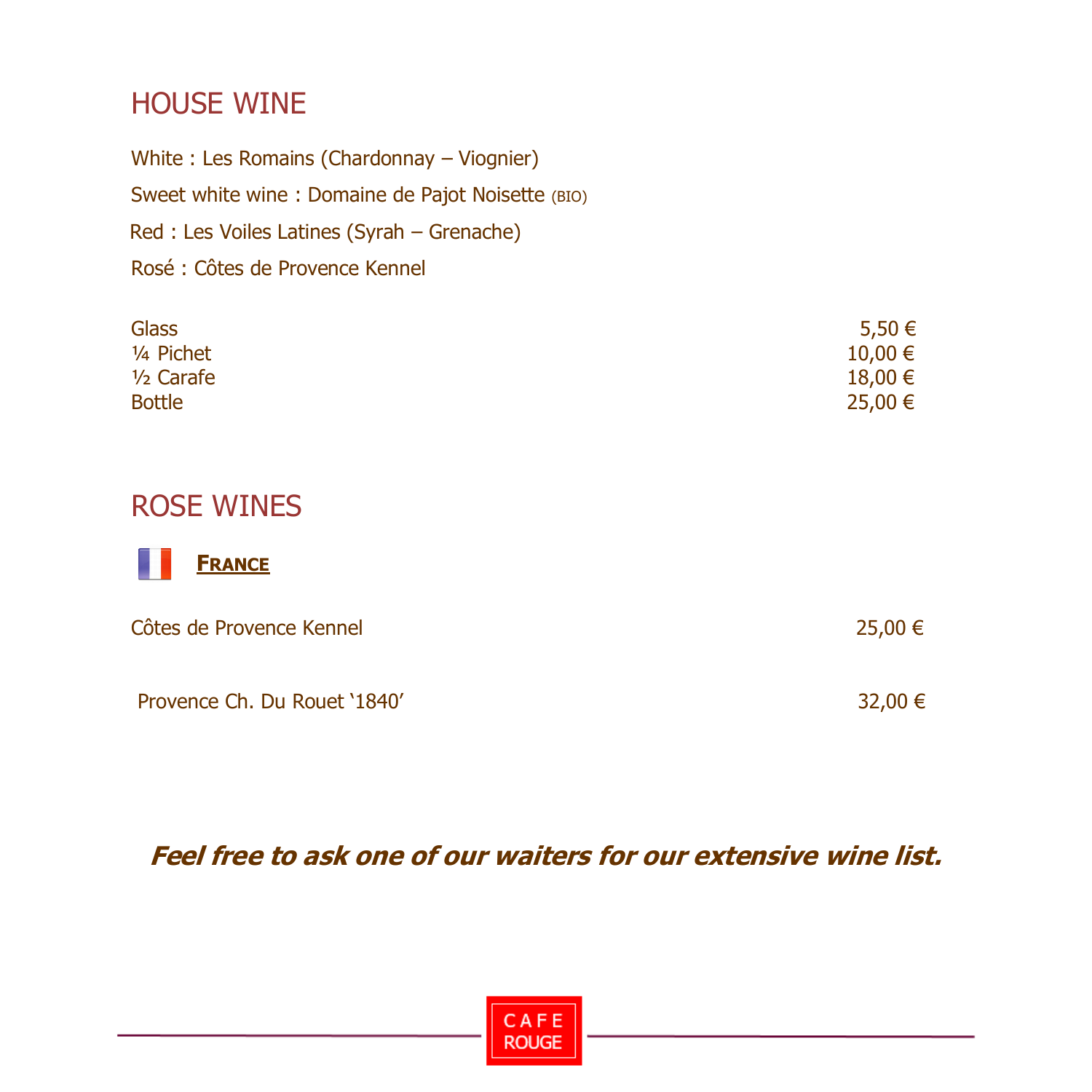# HOUSE WINE

White : Les Romains (Chardonnay – Viognier)

Sweet white wine : Domaine de Pajot Noisette (BIO)

Red : Les Voiles Latines (Syrah – Grenache)

Rosé : Côtes de Provence Kennel

| | |
|---|---|
| Glass | 5,50 € |
| ¼ Pichet | 10,00 € |
| ½ Carafe | 18,00 € |
| Bottle | 25,00 € |

# ROSE WINES

## FRANCE

| | |
|---|---|
| Côtes de Provence Kennel | 25,00 € |
| Provence Ch. Du Rouet '1840' | 32,00 € |

***Feel free to ask one of our waiters for our extensive wine list.***

CAFE ROUGE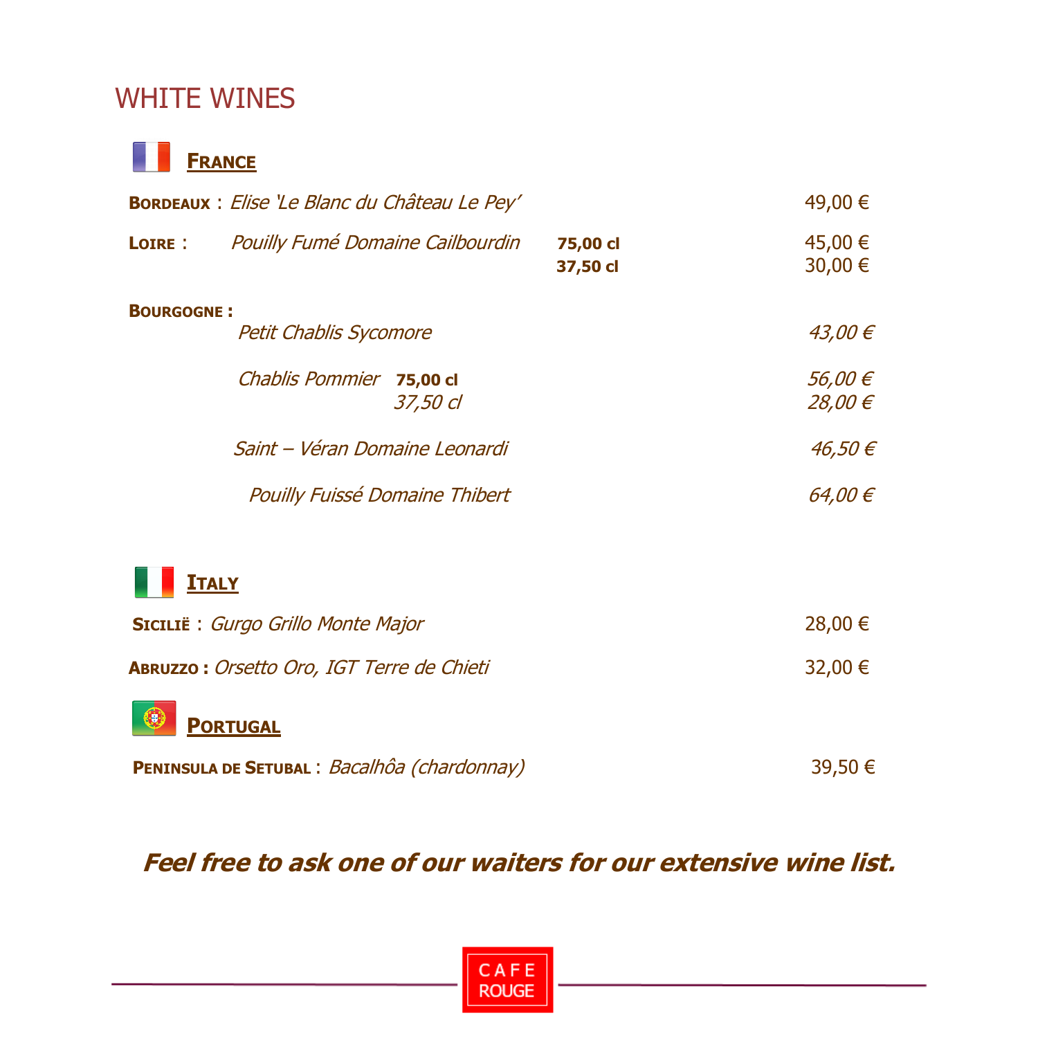# WHITE WINES

## France

**Bordeaux** : *Elise 'Le Blanc du Château Le Pey'* 49,00 €

**Loire** : *Pouilly Fumé Domaine Cailbourdin*

| | Size | Price |
|---|---|---|
| *Pouilly Fumé Domaine Cailbourdin* | **75,00 cl** | 45,00 € |
| | **37,50 cl** | 30,00 € |

**Bourgogne :**

| Wine | Size | Price |
|---|---|---|
| *Petit Chablis Sycomore* | | *43,00 €* |
| *Chablis Pommier* | **75,00 cl** | *56,00 €* |
| | *37,50 cl* | *28,00 €* |
| *Saint – Véran Domaine Leonardi* | | *46,50 €* |
| *Pouilly Fuissé Domaine Thibert* | | *64,00 €* |

## Italy

**Sicilië** : *Gurgo Grillo Monte Major* 28,00 €

**Abruzzo :** *Orsetto Oro, IGT Terre de Chieti* 32,00 €

## Portugal

**Peninsula de Setubal** : *Bacalhôa (chardonnay)* 39,50 €

***Feel free to ask one of our waiters for our extensive wine list.***

CAFE ROUGE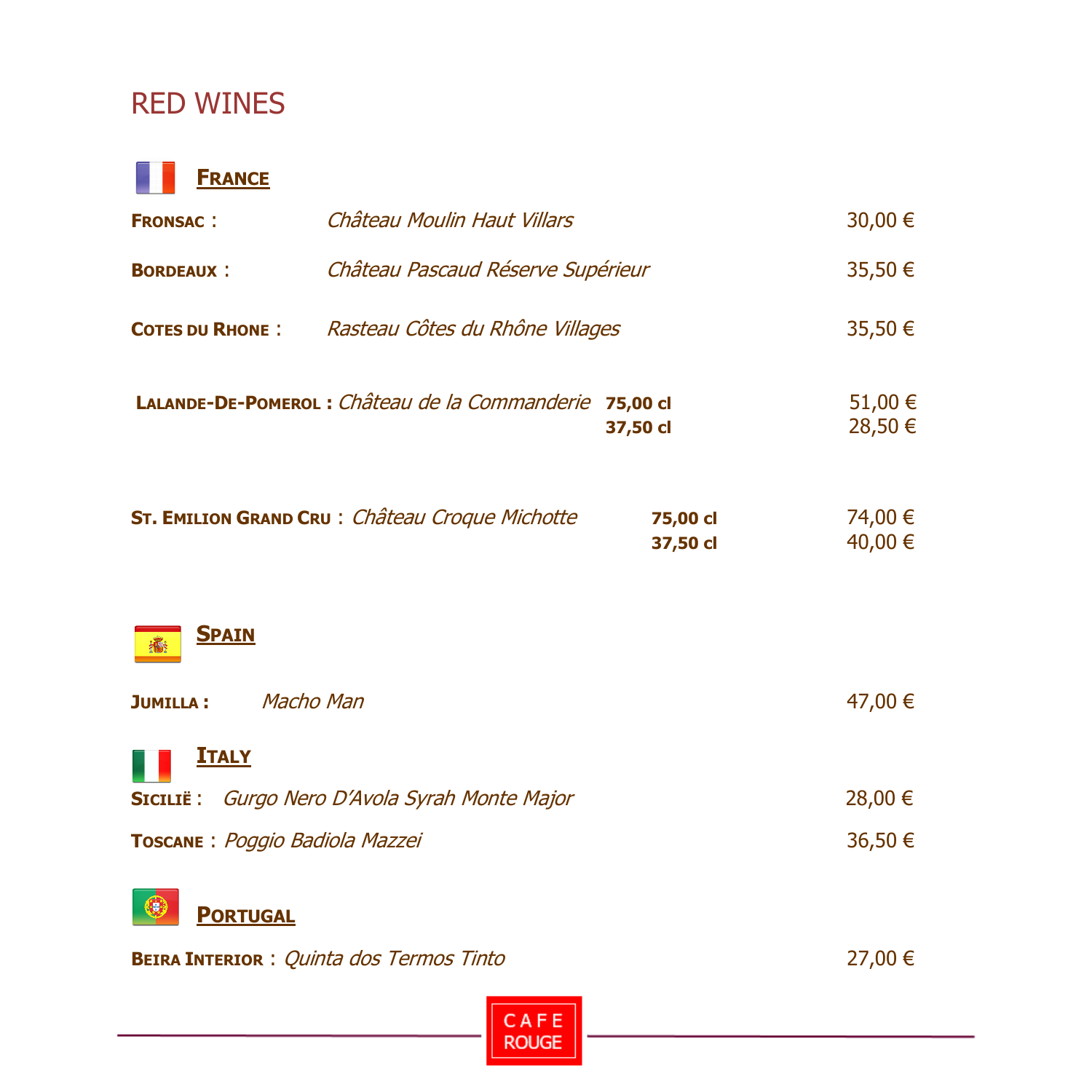# RED WINES

## FRANCE

**FRONSAC** : *Château Moulin Haut Villars* 30,00 €

**BORDEAUX** : *Château Pascaud Réserve Supérieur* 35,50 €

**COTES DU RHONE** : *Rasteau Côtes du Rhône Villages* 35,50 €

**LALANDE-DE-POMEROL** : *Château de la Commanderie*
- **75,00 cl** 51,00 €
- **37,50 cl** 28,50 €

**ST. EMILION GRAND CRU** : *Château Croque Michotte*
- **75,00 cl** 74,00 €
- **37,50 cl** 40,00 €

## SPAIN

**JUMILLA** : *Macho Man* 47,00 €

## ITALY

**SICILIË** : *Gurgo Nero D'Avola Syrah Monte Major* 28,00 €

**TOSCANE** : *Poggio Badiola Mazzei* 36,50 €

## PORTUGAL

**BEIRA INTERIOR** : *Quinta dos Termos Tinto* 27,00 €

CAFE ROUGE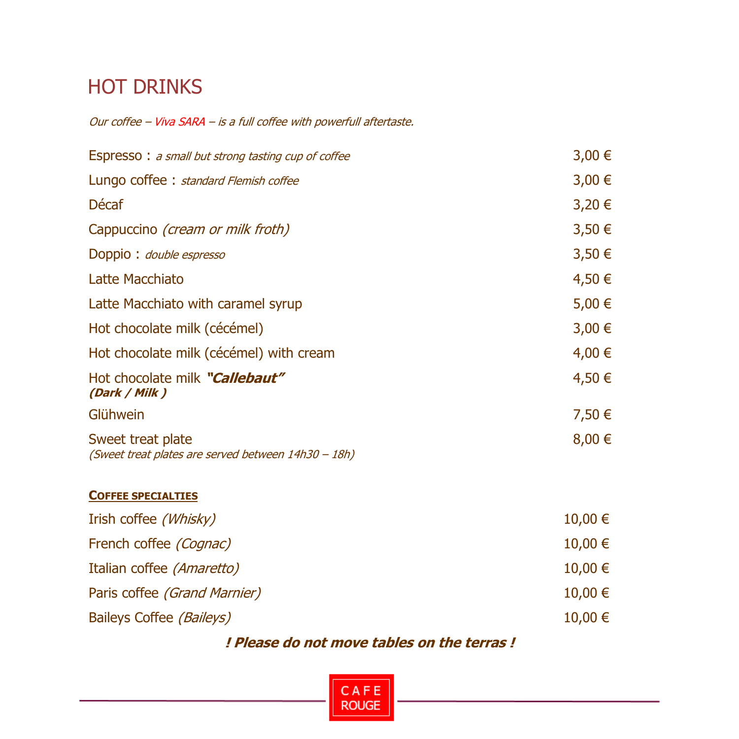# HOT DRINKS

*Our coffee – Viva SARA – is a full coffee with powerfull aftertaste.*

| | |
|---|---|
| Espresso : *a small but strong tasting cup of coffee* | 3,00 € |
| Lungo coffee : *standard Flemish coffee* | 3,00 € |
| Décaf | 3,20 € |
| Cappuccino *(cream or milk froth)* | 3,50 € |
| Doppio : *double espresso* | 3,50 € |
| Latte Macchiato | 4,50 € |
| Latte Macchiato with caramel syrup | 5,00 € |
| Hot chocolate milk (cécémel) | 3,00 € |
| Hot chocolate milk (cécémel) with cream | 4,00 € |
| Hot chocolate milk ***"Callebaut"*** ***(Dark / Milk )*** | 4,50 € |
| Glühwein | 7,50 € |
| Sweet treat plate *(Sweet treat plates are served between 14h30 – 18h)* | 8,00 € |

**COFFEE SPECIALTIES**

| | |
|---|---|
| Irish coffee *(Whisky)* | 10,00 € |
| French coffee *(Cognac)* | 10,00 € |
| Italian coffee *(Amaretto)* | 10,00 € |
| Paris coffee *(Grand Marnier)* | 10,00 € |
| Baileys Coffee *(Baileys)* | 10,00 € |

***! Please do not move tables on the terras !***

CAFE ROUGE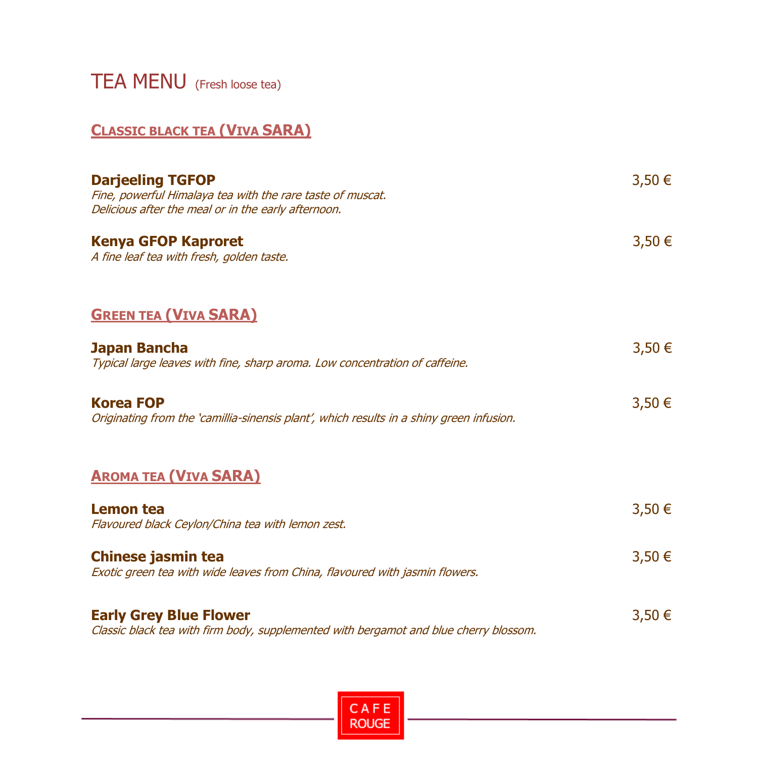# TEA MENU (Fresh loose tea)

## Classic black tea (Viva SARA)

**Darjeeling TGFOP** 3,50 €
*Fine, powerful Himalaya tea with the rare taste of muscat.*
*Delicious after the meal or in the early afternoon.*

**Kenya GFOP Kaproret** 3,50 €
*A fine leaf tea with fresh, golden taste.*

## Green tea (Viva SARA)

**Japan Bancha** 3,50 €
*Typical large leaves with fine, sharp aroma. Low concentration of caffeine.*

**Korea FOP** 3,50 €
*Originating from the 'camillia-sinensis plant', which results in a shiny green infusion.*

## Aroma tea (Viva SARA)

**Lemon tea** 3,50 €
*Flavoured black Ceylon/China tea with lemon zest.*

**Chinese jasmin tea** 3,50 €
*Exotic green tea with wide leaves from China, flavoured with jasmin flowers.*

**Early Grey Blue Flower** 3,50 €
*Classic black tea with firm body, supplemented with bergamot and blue cherry blossom.*

CAFE ROUGE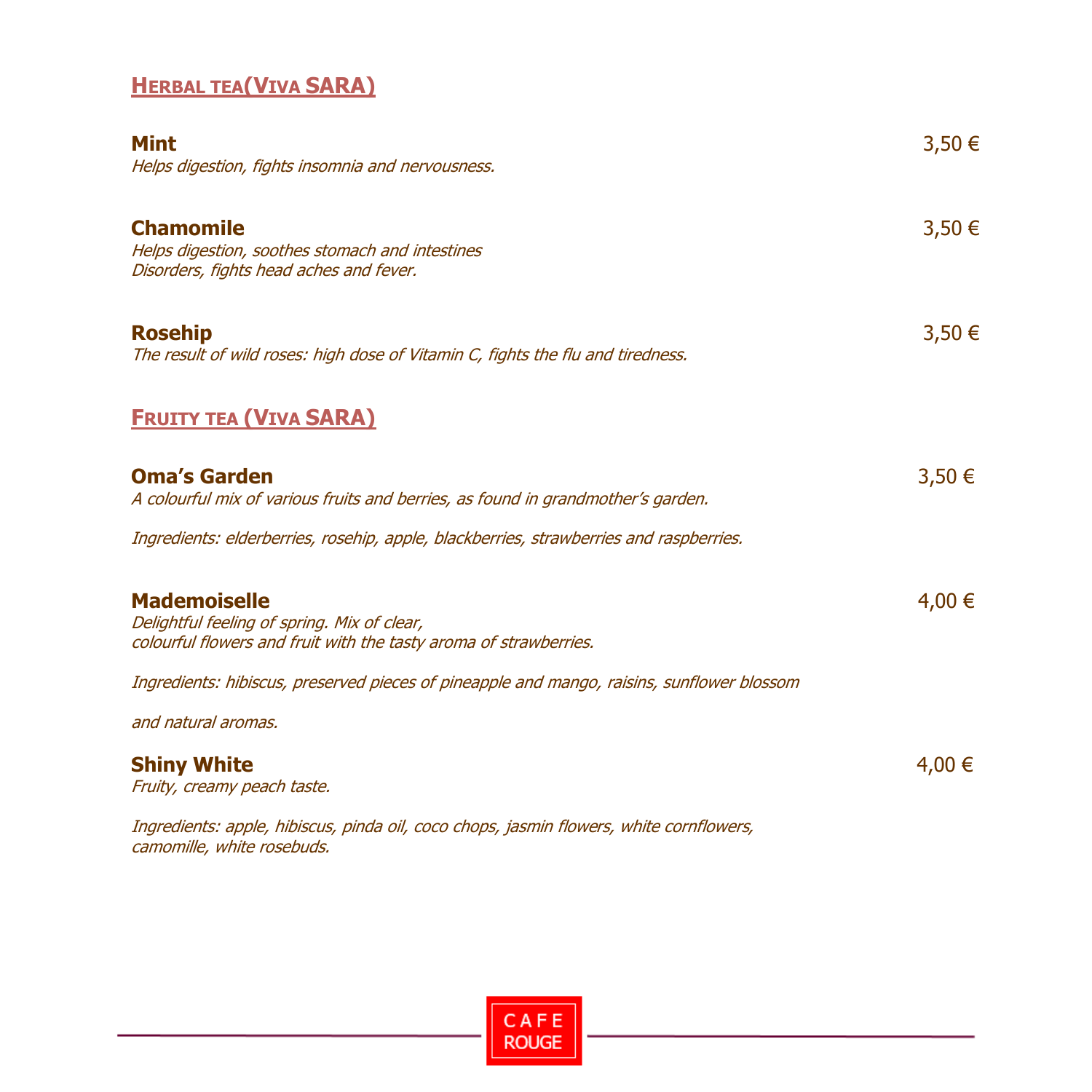## HERBAL TEA(VIVA SARA)

**Mint** 3,50 €
*Helps digestion, fights insomnia and nervousness.*

**Chamomile** 3,50 €
*Helps digestion, soothes stomach and intestines*
*Disorders, fights head aches and fever.*

**Rosehip** 3,50 €
*The result of wild roses: high dose of Vitamin C, fights the flu and tiredness.*

## FRUITY TEA (VIVA SARA)

**Oma's Garden** 3,50 €
*A colourful mix of various fruits and berries, as found in grandmother's garden.*

*Ingredients: elderberries, rosehip, apple, blackberries, strawberries and raspberries.*

**Mademoiselle** 4,00 €
*Delightful feeling of spring. Mix of clear,*
*colourful flowers and fruit with the tasty aroma of strawberries.*

*Ingredients: hibiscus, preserved pieces of pineapple and mango, raisins, sunflower blossom*

*and natural aromas.*

**Shiny White** 4,00 €
*Fruity, creamy peach taste.*

*Ingredients: apple, hibiscus, pinda oil, coco chops, jasmin flowers, white cornflowers,*
*camomille, white rosebuds.*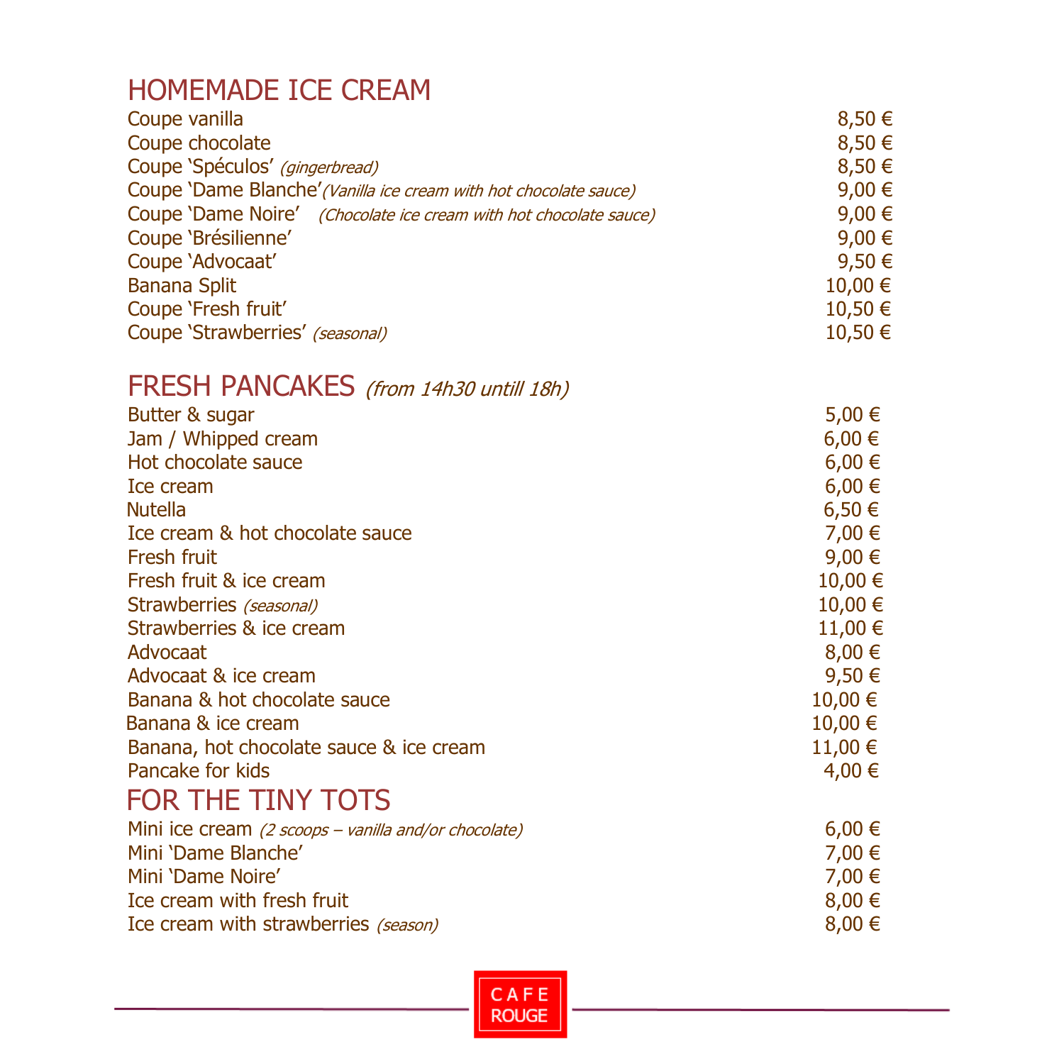## HOMEMADE ICE CREAM

| Item | Price |
|---|---|
| Coupe vanilla | 8,50 € |
| Coupe chocolate | 8,50 € |
| Coupe 'Spéculos' *(gingerbread)* | 8,50 € |
| Coupe 'Dame Blanche' *(Vanilla ice cream with hot chocolate sauce)* | 9,00 € |
| Coupe 'Dame Noire' *(Chocolate ice cream with hot chocolate sauce)* | 9,00 € |
| Coupe 'Brésilienne' | 9,00 € |
| Coupe 'Advocaat' | 9,50 € |
| Banana Split | 10,00 € |
| Coupe 'Fresh fruit' | 10,50 € |
| Coupe 'Strawberries' *(seasonal)* | 10,50 € |

## FRESH PANCAKES *(from 14h30 untill 18h)*

| Item | Price |
|---|---|
| Butter & sugar | 5,00 € |
| Jam / Whipped cream | 6,00 € |
| Hot chocolate sauce | 6,00 € |
| Ice cream | 6,00 € |
| Nutella | 6,50 € |
| Ice cream & hot chocolate sauce | 7,00 € |
| Fresh fruit | 9,00 € |
| Fresh fruit & ice cream | 10,00 € |
| Strawberries *(seasonal)* | 10,00 € |
| Strawberries & ice cream | 11,00 € |
| Advocaat | 8,00 € |
| Advocaat & ice cream | 9,50 € |
| Banana & hot chocolate sauce | 10,00 € |
| Banana & ice cream | 10,00 € |
| Banana, hot chocolate sauce & ice cream | 11,00 € |
| Pancake for kids | 4,00 € |

## FOR THE TINY TOTS

| Item | Price |
|---|---|
| Mini ice cream *(2 scoops – vanilla and/or chocolate)* | 6,00 € |
| Mini 'Dame Blanche' | 7,00 € |
| Mini 'Dame Noire' | 7,00 € |
| Ice cream with fresh fruit | 8,00 € |
| Ice cream with strawberries *(season)* | 8,00 € |

CAFE ROUGE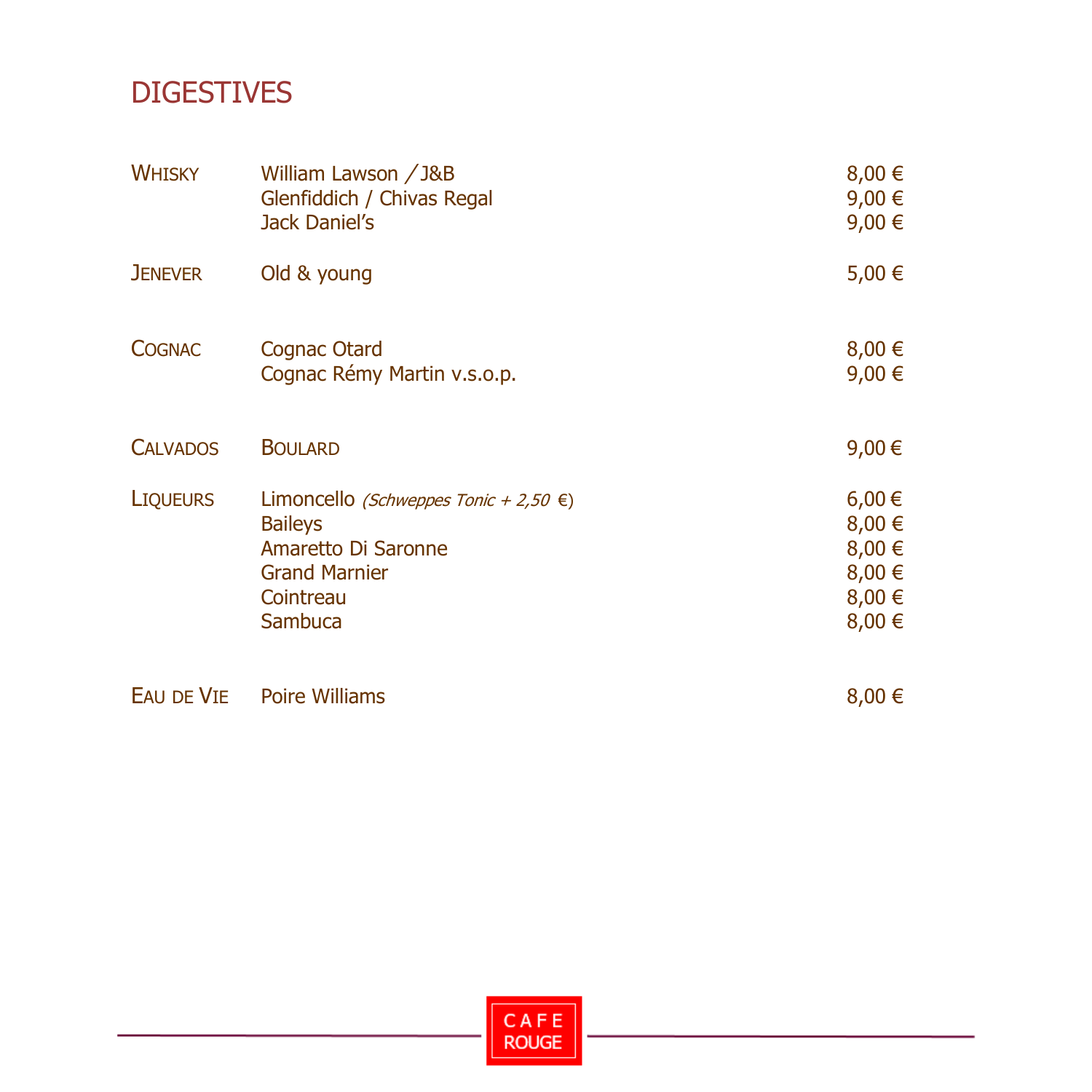# DIGESTIVES

| | | |
|---|---|---|
| WHISKY | William Lawson / J&B | 8,00 € |
| | Glenfiddich / Chivas Regal | 9,00 € |
| | Jack Daniel's | 9,00 € |
| JENEVER | Old & young | 5,00 € |
| COGNAC | Cognac Otard | 8,00 € |
| | Cognac Rémy Martin v.s.o.p. | 9,00 € |
| CALVADOS | BOULARD | 9,00 € |
| LIQUEURS | Limoncello *(Schweppes Tonic + 2,50 €)* | 6,00 € |
| | Baileys | 8,00 € |
| | Amaretto Di Saronne | 8,00 € |
| | Grand Marnier | 8,00 € |
| | Cointreau | 8,00 € |
| | Sambuca | 8,00 € |
| EAU DE VIE | Poire Williams | 8,00 € |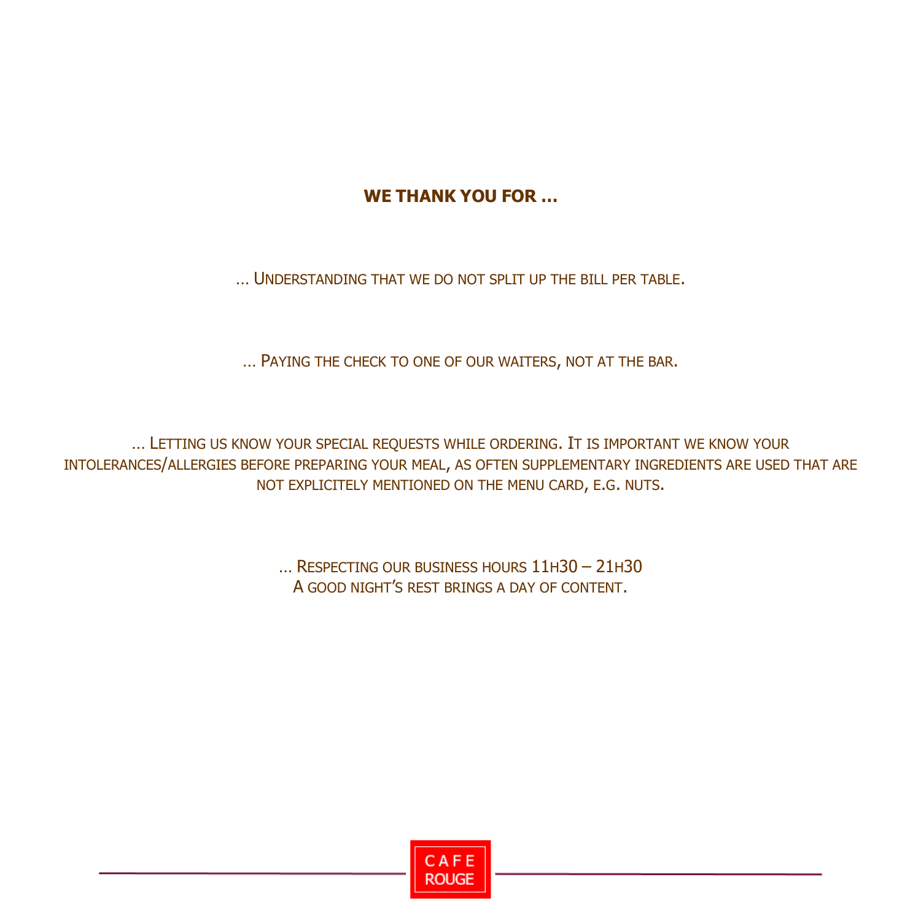**WE THANK YOU FOR …**

… UNDERSTANDING THAT WE DO NOT SPLIT UP THE BILL PER TABLE.

… PAYING THE CHECK TO ONE OF OUR WAITERS, NOT AT THE BAR.

… LETTING US KNOW YOUR SPECIAL REQUESTS WHILE ORDERING. IT IS IMPORTANT WE KNOW YOUR INTOLERANCES/ALLERGIES BEFORE PREPARING YOUR MEAL, AS OFTEN SUPPLEMENTARY INGREDIENTS ARE USED THAT ARE NOT EXPLICITELY MENTIONED ON THE MENU CARD, E.G. NUTS.

… RESPECTING OUR BUSINESS HOURS 11H30 – 21H30
A GOOD NIGHT'S REST BRINGS A DAY OF CONTENT.

CAFE ROUGE